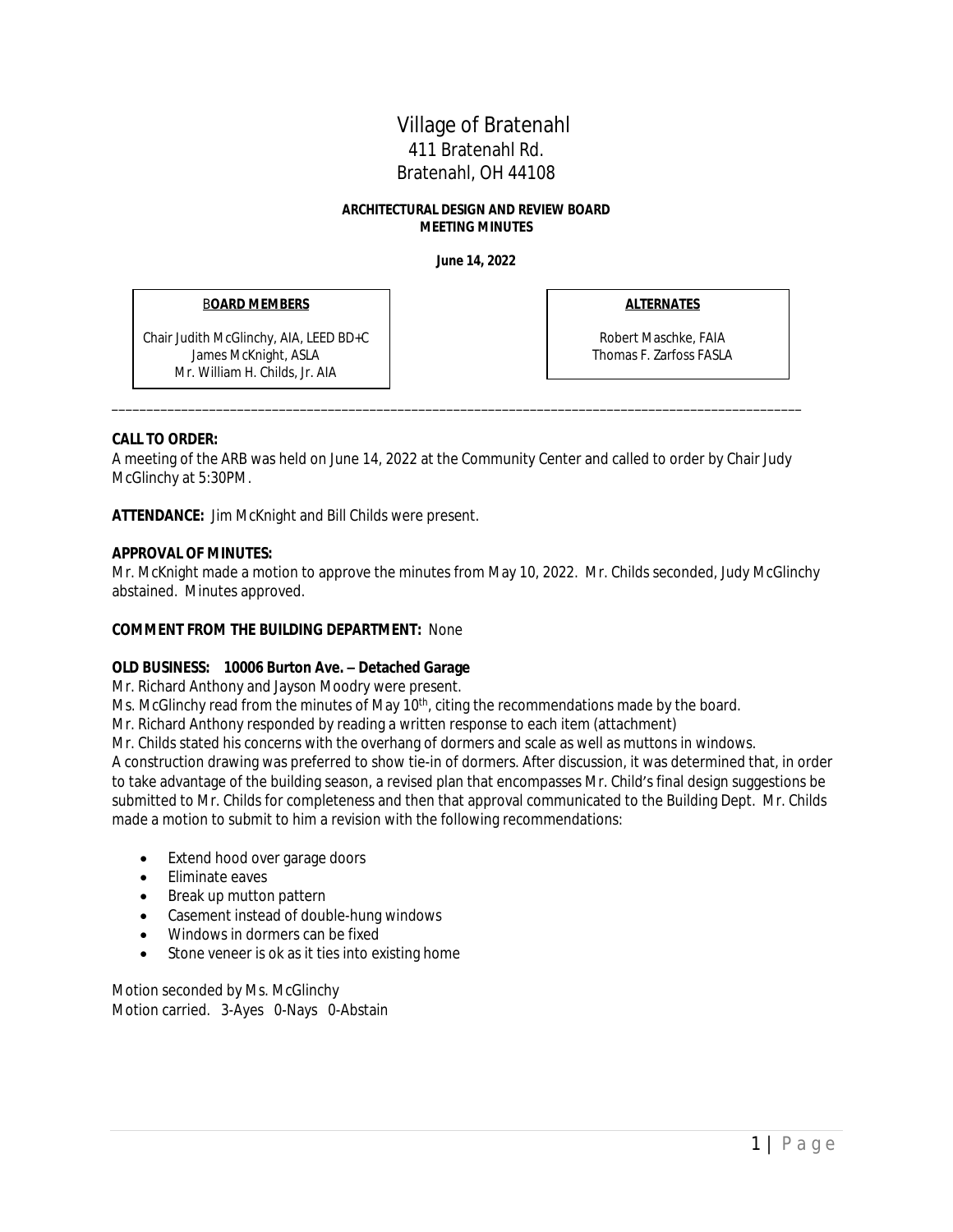# Village of Bratenahl

411 Bratenahl Rd.
Bratenahl, OH 44108

**ARCHITECTURAL DESIGN AND REVIEW BOARD**
**MEETING MINUTES**

**June 14, 2022**

| **BOARD MEMBERS** | **ALTERNATES** |
|---|---|
| Chair Judith McGlinchy, AIA, LEED BD+C | Robert Maschke, FAIA |
| James McKnight, ASLA | Thomas F. Zarfoss FASLA |
| Mr. William H. Childs, Jr. AIA | |

---

**CALL TO ORDER:**
A meeting of the ARB was held on June 14, 2022 at the Community Center and called to order by Chair Judy McGlinchy at 5:30PM.

**ATTENDANCE:** Jim McKnight and Bill Childs were present.

**APPROVAL OF MINUTES:**
Mr. McKnight made a motion to approve the minutes from May 10, 2022. Mr. Childs seconded, Judy McGlinchy abstained. Minutes approved.

**COMMENT FROM THE BUILDING DEPARTMENT:** None

**OLD BUSINESS: 10006 Burton Ave. – Detached Garage**
Mr. Richard Anthony and Jayson Moodry were present.
Ms. McGlinchy read from the minutes of May 10th, citing the recommendations made by the board.
Mr. Richard Anthony responded by reading a written response to each item (attachment)
Mr. Childs stated his concerns with the overhang of dormers and scale as well as muttons in windows.
A construction drawing was preferred to show tie-in of dormers. After discussion, it was determined that, in order to take advantage of the building season, a revised plan that encompasses Mr. Child's final design suggestions be submitted to Mr. Childs for completeness and then that approval communicated to the Building Dept. Mr. Childs made a motion to submit to him a revision with the following recommendations:

- Extend hood over garage doors
- Eliminate eaves
- Break up mutton pattern
- Casement instead of double-hung windows
- Windows in dormers can be fixed
- Stone veneer is ok as it ties into existing home

Motion seconded by Ms. McGlinchy
Motion carried. 3-Ayes 0-Nays 0-Abstain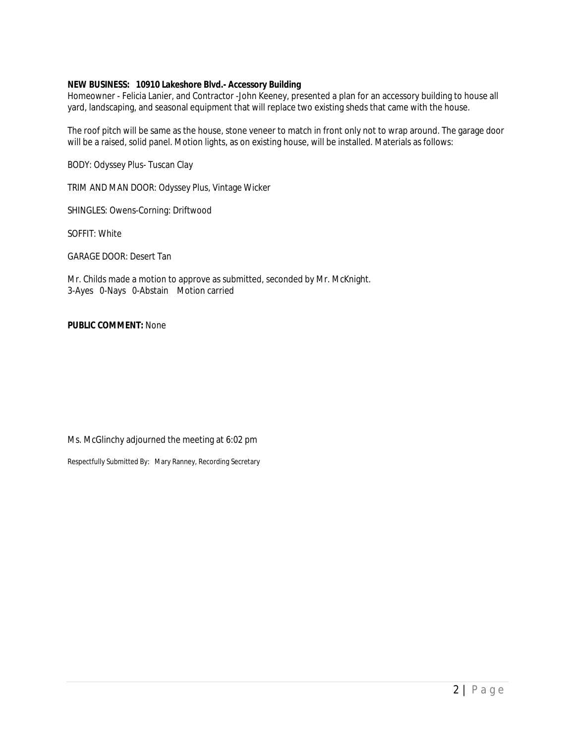**NEW BUSINESS: 10910 Lakeshore Blvd.- Accessory Building**

Homeowner - Felicia Lanier, and Contractor -John Keeney, presented a plan for an accessory building to house all yard, landscaping, and seasonal equipment that will replace two existing sheds that came with the house.

The roof pitch will be same as the house, stone veneer to match in front only not to wrap around. The garage door will be a raised, solid panel. Motion lights, as on existing house, will be installed. Materials as follows:

BODY: Odyssey Plus- Tuscan Clay

TRIM AND MAN DOOR: Odyssey Plus, Vintage Wicker

SHINGLES: Owens-Corning: Driftwood

SOFFIT: White

GARAGE DOOR: Desert Tan

Mr. Childs made a motion to approve as submitted, seconded by Mr. McKnight.
3-Ayes 0-Nays 0-Abstain Motion carried

**PUBLIC COMMENT:** None

Ms. McGlinchy adjourned the meeting at 6:02 pm

Respectfully Submitted By: Mary Ranney, Recording Secretary